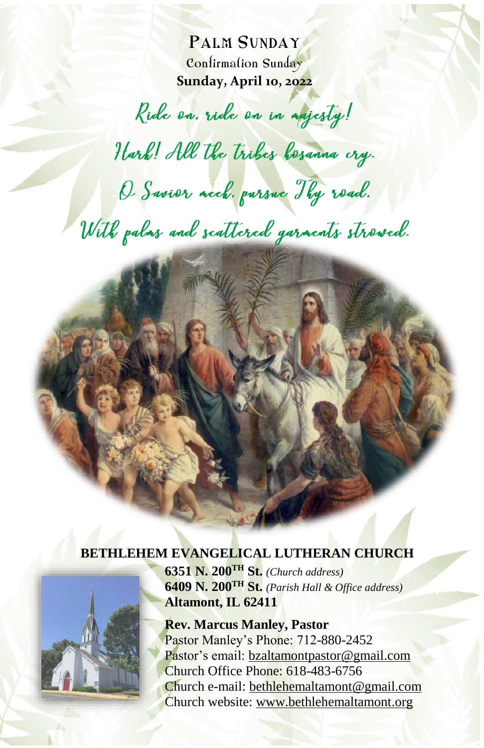# PALM SUNDAY

Confirmation Sunday

**Sunday, April 10, 2022**

*Ride on, ride on in majesty!*
*Hark! All the tribes hosanna cry.*
*O Savior meek, pursue Thy road,*
*With palms and scattered garments strowed.*

## BETHLEHEM EVANGELICAL LUTHERAN CHURCH

**6351 N. 200TH St.** *(Church address)*
**6409 N. 200TH St.** *(Parish Hall & Office address)*
**Altamont, IL 62411**

**Rev. Marcus Manley, Pastor**
Pastor Manley's Phone: 712-880-2452
Pastor's email: bzaltamontpastor@gmail.com
Church Office Phone: 618-483-6756
Church e-mail: bethlehemaltamont@gmail.com
Church website: www.bethlehemaltamont.org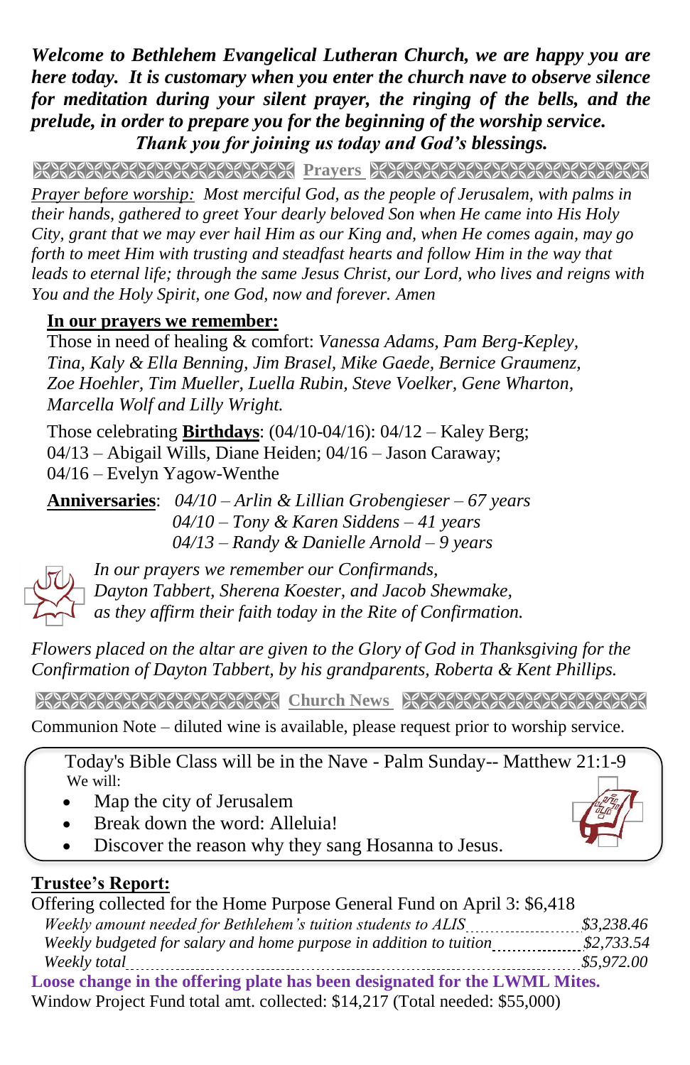***Welcome to Bethlehem Evangelical Lutheran Church, we are happy you are here today. It is customary when you enter the church nave to observe silence for meditation during your silent prayer, the ringing of the bells, and the prelude, in order to prepare you for the beginning of the worship service.***

***Thank you for joining us today and God's blessings.***

## Prayers

*Prayer before worship: Most merciful God, as the people of Jerusalem, with palms in their hands, gathered to greet Your dearly beloved Son when He came into His Holy City, grant that we may ever hail Him as our King and, when He comes again, may go forth to meet Him with trusting and steadfast hearts and follow Him in the way that leads to eternal life; through the same Jesus Christ, our Lord, who lives and reigns with You and the Holy Spirit, one God, now and forever. Amen*

**In our prayers we remember:**

Those in need of healing & comfort: *Vanessa Adams, Pam Berg-Kepley, Tina, Kaly & Ella Benning, Jim Brasel, Mike Gaede, Bernice Graumenz, Zoe Hoehler, Tim Mueller, Luella Rubin, Steve Voelker, Gene Wharton, Marcella Wolf and Lilly Wright.*

Those celebrating **Birthdays**: (04/10-04/16): 04/12 – Kaley Berg; 04/13 – Abigail Wills, Diane Heiden; 04/16 – Jason Caraway; 04/16 – Evelyn Yagow-Wenthe

**Anniversaries**: *04/10 – Arlin & Lillian Grobengieser – 67 years*
*04/10 – Tony & Karen Siddens – 41 years*
*04/13 – Randy & Danielle Arnold – 9 years*

*In our prayers we remember our Confirmands, Dayton Tabbert, Sherena Koester, and Jacob Shewmake, as they affirm their faith today in the Rite of Confirmation.*

*Flowers placed on the altar are given to the Glory of God in Thanksgiving for the Confirmation of Dayton Tabbert, by his grandparents, Roberta & Kent Phillips.*

## Church News

Communion Note – diluted wine is available, please request prior to worship service.

Today's Bible Class will be in the Nave - Palm Sunday-- Matthew 21:1-9
We will:

- Map the city of Jerusalem
- Break down the word: Alleluia!
- Discover the reason why they sang Hosanna to Jesus.

**Trustee's Report:**

Offering collected for the Home Purpose General Fund on April 3: $6,418

| | |
|---|---|
| *Weekly amount needed for Bethlehem's tuition students to ALIS* | *$3,238.46* |
| *Weekly budgeted for salary and home purpose in addition to tuition* | *$2,733.54* |
| *Weekly total* | *$5,972.00* |

**Loose change in the offering plate has been designated for the LWML Mites.**

Window Project Fund total amt. collected: $14,217 (Total needed: $55,000)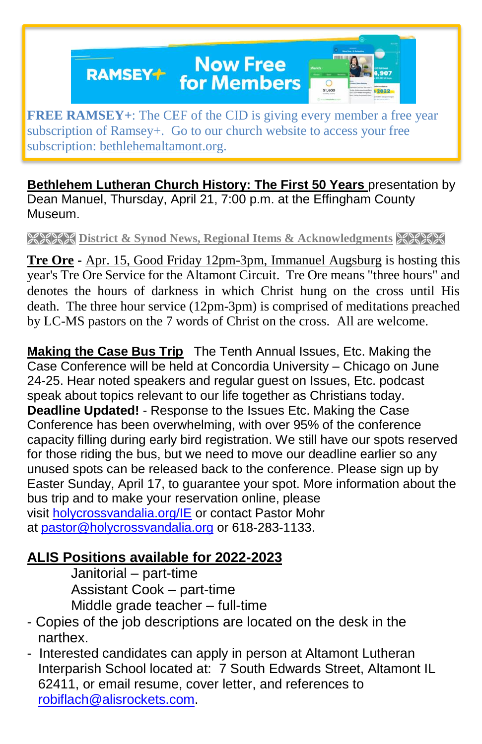**FREE RAMSEY+**: The CEF of the CID is giving every member a free year subscription of Ramsey+. Go to our church website to access your free subscription: bethlehemaltamont.org.

**Bethlehem Lutheran Church History: The First 50 Years** presentation by Dean Manuel, Thursday, April 21, 7:00 p.m. at the Effingham County Museum.

## District & Synod News, Regional Items & Acknowledgments

**Tre Ore** - Apr. 15, Good Friday 12pm-3pm, Immanuel Augsburg is hosting this year's Tre Ore Service for the Altamont Circuit. Tre Ore means "three hours" and denotes the hours of darkness in which Christ hung on the cross until His death. The three hour service (12pm-3pm) is comprised of meditations preached by LC-MS pastors on the 7 words of Christ on the cross. All are welcome.

**Making the Case Bus Trip** The Tenth Annual Issues, Etc. Making the Case Conference will be held at Concordia University – Chicago on June 24-25. Hear noted speakers and regular guest on Issues, Etc. podcast speak about topics relevant to our life together as Christians today. **Deadline Updated!** - Response to the Issues Etc. Making the Case Conference has been overwhelming, with over 95% of the conference capacity filling during early bird registration. We still have our spots reserved for those riding the bus, but we need to move our deadline earlier so any unused spots can be released back to the conference. Please sign up by Easter Sunday, April 17, to guarantee your spot. More information about the bus trip and to make your reservation online, please visit holycrossvandalia.org/IE or contact Pastor Mohr at pastor@holycrossvandalia.org or 618-283-1133.

**ALIS Positions available for 2022-2023**

Janitorial – part-time
Assistant Cook – part-time
Middle grade teacher – full-time

- Copies of the job descriptions are located on the desk in the narthex.
- Interested candidates can apply in person at Altamont Lutheran Interparish School located at: 7 South Edwards Street, Altamont IL 62411, or email resume, cover letter, and references to robiflach@alisrockets.com.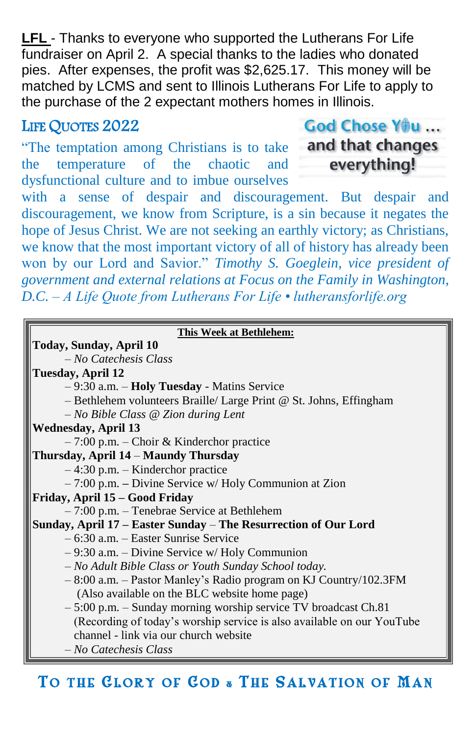**LFL** - Thanks to everyone who supported the Lutherans For Life fundraiser on April 2. A special thanks to the ladies who donated pies. After expenses, the profit was $2,625.17. This money will be matched by LCMS and sent to Illinois Lutherans For Life to apply to the purchase of the 2 expectant mothers homes in Illinois.

## Life Quotes 2022

**God Chose You … and that changes everything!**

"The temptation among Christians is to take the temperature of the chaotic and dysfunctional culture and to imbue ourselves with a sense of despair and discouragement. But despair and discouragement, we know from Scripture, is a sin because it negates the hope of Jesus Christ. We are not seeking an earthly victory; as Christians, we know that the most important victory of all of history has already been won by our Lord and Savior." *Timothy S. Goeglein, vice president of government and external relations at Focus on the Family in Washington, D.C. – A Life Quote from Lutherans For Life • lutheransforlife.org*

**This Week at Bethlehem:**

**Today, Sunday, April 10**
- *No Catechesis Class*

**Tuesday, April 12**
- 9:30 a.m. – **Holy Tuesday** - Matins Service
- Bethlehem volunteers Braille/ Large Print @ St. Johns, Effingham
- *No Bible Class @ Zion during Lent*

**Wednesday, April 13**
- 7:00 p.m. – Choir & Kinderchor practice

**Thursday, April 14** – **Maundy Thursday**
- 4:30 p.m. – Kinderchor practice
- 7:00 p.m. **–** Divine Service w/ Holy Communion at Zion

**Friday, April 15 – Good Friday**
- 7:00 p.m. – Tenebrae Service at Bethlehem

**Sunday, April 17 – Easter Sunday** – **The Resurrection of Our Lord**
- 6:30 a.m. – Easter Sunrise Service
- 9:30 a.m. – Divine Service w/ Holy Communion
- *No Adult Bible Class or Youth Sunday School today.*
- 8:00 a.m. – Pastor Manley's Radio program on KJ Country/102.3FM (Also available on the BLC website home page)
- 5:00 p.m. – Sunday morning worship service TV broadcast Ch.81 (Recording of today's worship service is also available on our YouTube channel - link via our church website
- *No Catechesis Class*

To the Glory of God • The Salvation of Man